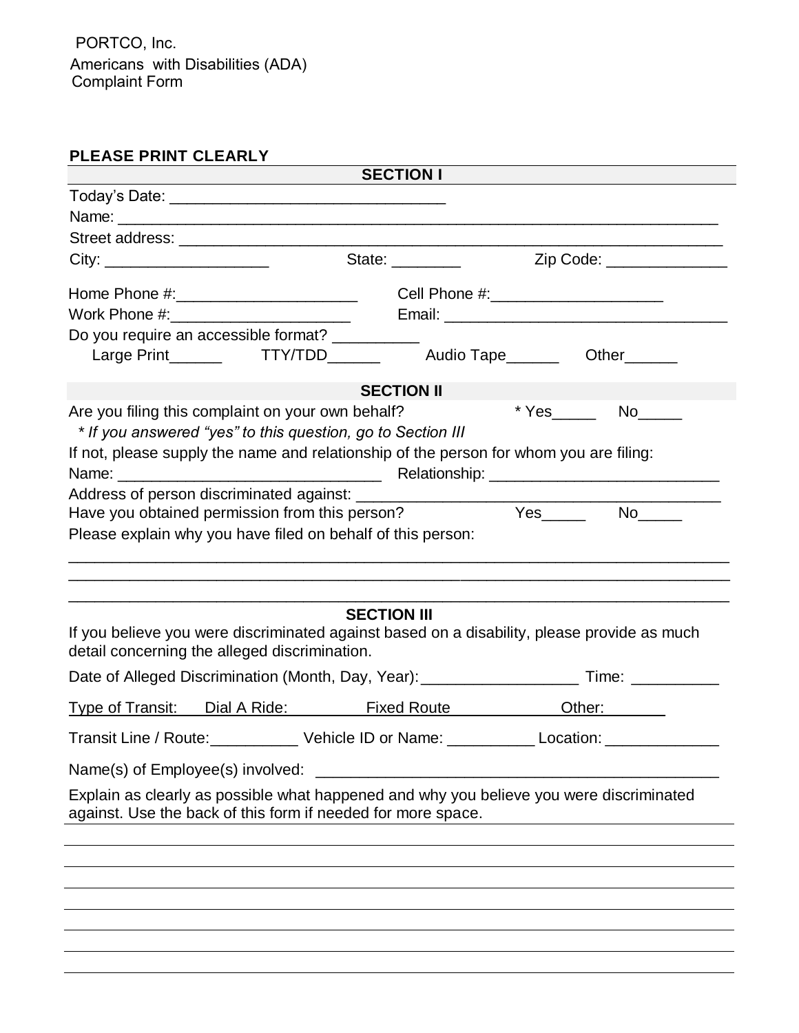PORTCO, Inc.
Americans with Disabilities (ADA)
Complaint Form

**PLEASE PRINT CLEARLY**

## SECTION I

Today's Date: ______________________________

Name: ______________________________________________________________________

Street address: ______________________________________________________________

City: ___________________ State: ________ Zip Code: ______________

Home Phone #:_____________________ Cell Phone #:____________________

Work Phone #:_____________________ Email: _________________________________

Do you require an accessible format? __________

Large Print______ TTY/TDD______ Audio Tape______ Other______

## SECTION II

Are you filing this complaint on your own behalf? * Yes_____ No_____

*\* If you answered "yes" to this question, go to Section III*

If not, please supply the name and relationship of the person for whom you are filing:

Name: _____________________________ Relationship: __________________________

Address of person discriminated against: __________________________________________

Have you obtained permission from this person? Yes_____ No_____

Please explain why you have filed on behalf of this person:

___________________________________________________________________________

___________________________________________________________________________

___________________________________________________________________________

## SECTION III

If you believe you were discriminated against based on a disability, please provide as much detail concerning the alleged discrimination.

Date of Alleged Discrimination (Month, Day, Year):__________________ Time: __________

Type of Transit: Dial A Ride: _________ Fixed Route _____________ Other: _______

Transit Line / Route:__________ Vehicle ID or Name: __________ Location: _____________

Name(s) of Employee(s) involved: _____________________________________________

Explain as clearly as possible what happened and why you believe you were discriminated against. Use the back of this form if needed for more space.

___________________________________________________________________________

___________________________________________________________________________

___________________________________________________________________________

___________________________________________________________________________

___________________________________________________________________________

___________________________________________________________________________

___________________________________________________________________________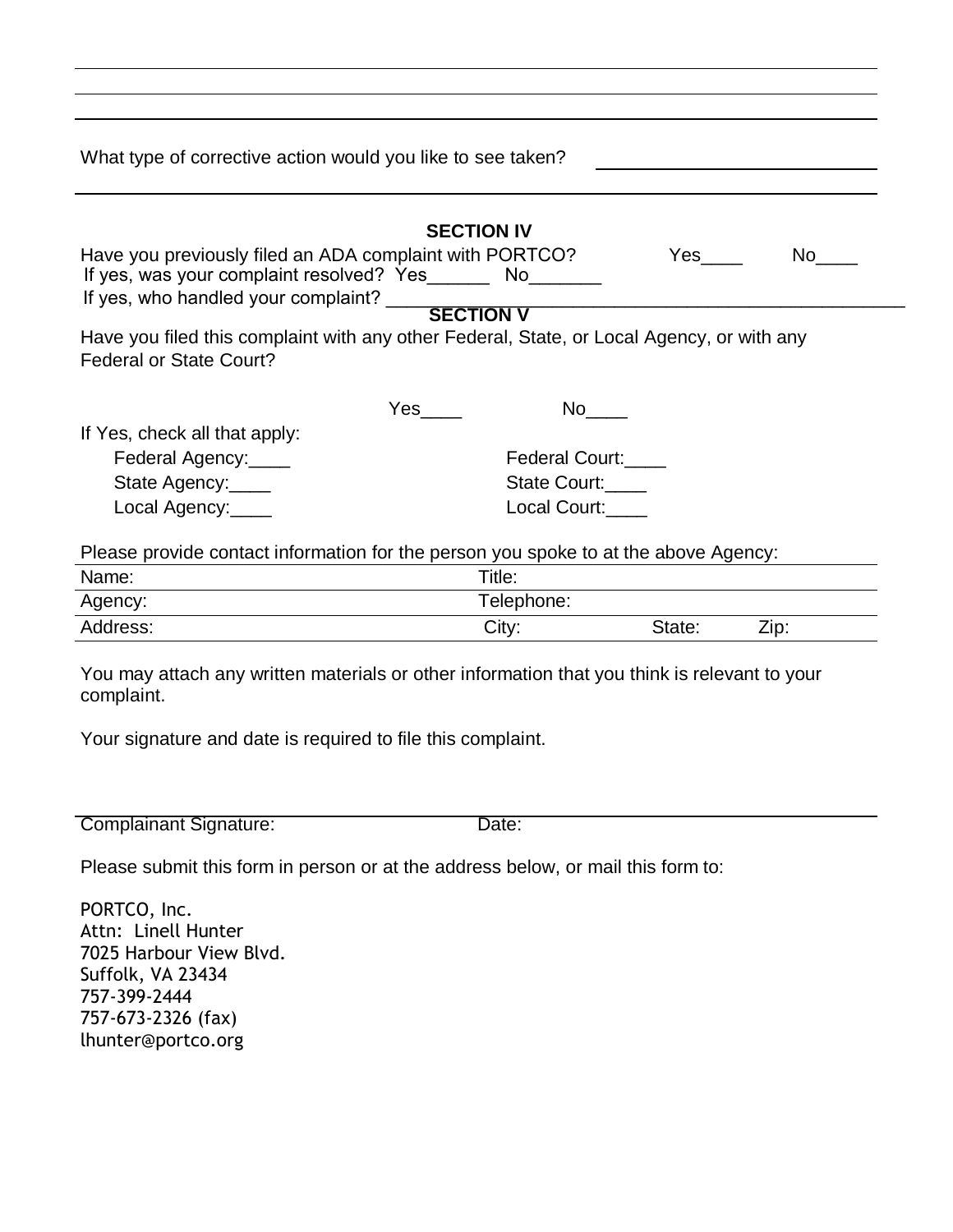What type of corrective action would you like to see taken? ____________________________

## SECTION IV

Have you previously filed an ADA complaint with PORTCO? Yes____ No____
If yes, was your complaint resolved? Yes______ No_______
If yes, who handled your complaint? ____________________________________________________

## SECTION V

Have you filed this complaint with any other Federal, State, or Local Agency, or with any Federal or State Court?

Yes____ No____

If Yes, check all that apply:

- Federal Agency:____
- State Agency:____
- Local Agency:____
- Federal Court:____
- State Court:____
- Local Court:____

Please provide contact information for the person you spoke to at the above Agency:

| | | | |
|---|---|---|---|
| Name: | Title: | | |
| Agency: | Telephone: | | |
| Address: | City: | State: | Zip: |

You may attach any written materials or other information that you think is relevant to your complaint.

Your signature and date is required to file this complaint.

Complainant Signature: ____________________ Date: ____________________

Please submit this form in person or at the address below, or mail this form to:

PORTCO, Inc.
Attn: Linell Hunter
7025 Harbour View Blvd.
Suffolk, VA 23434
757-399-2444
757-673-2326 (fax)
lhunter@portco.org